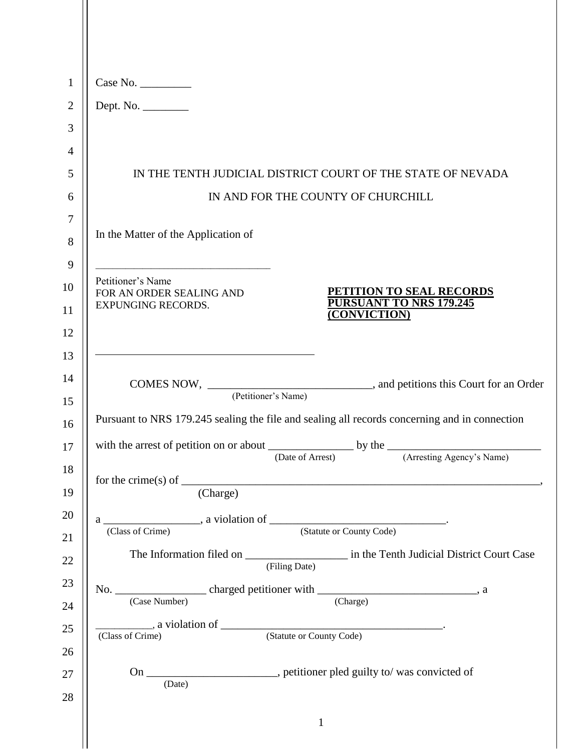Case No. _________

Dept. No. ________

IN THE TENTH JUDICIAL DISTRICT COURT OF THE STATE OF NEVADA

IN AND FOR THE COUNTY OF CHURCHILL

In the Matter of the Application of

________________________________

Petitioner's Name
FOR AN ORDER SEALING AND EXPUNGING RECORDS.

**PETITION TO SEAL RECORDS PURSUANT TO NRS 179.245 (CONVICTION)**

________________________________________

COMES NOW, ____________________________ (Petitioner's Name), and petitions this Court for an Order Pursuant to NRS 179.245 sealing the file and sealing all records concerning and in connection with the arrest of petition on or about _______________ (Date of Arrest) by the __________________________ (Arresting Agency's Name) for the crime(s) of _________________________________________________________________ (Charge), a ________________ (Class of Crime), a violation of _______________________________ (Statute or County Code).

The Information filed on _________________ (Filing Date) in the Tenth Judicial District Court Case No. ________________ (Case Number) charged petitioner with ___________________________ (Charge), a __________ (Class of Crime), a violation of _______________________________________ (Statute or County Code).

On ______________________ (Date), petitioner pled guilty to/ was convicted of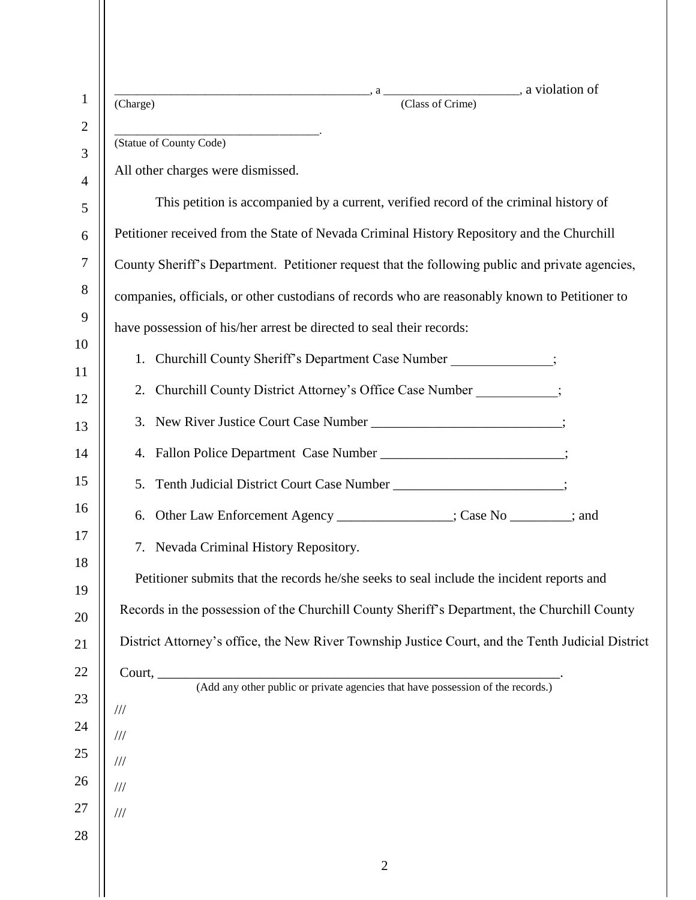_______________________________________, a ____________________, a violation of
(Charge) (Class of Crime)

_______________________________.
(Statue of County Code)

All other charges were dismissed.

This petition is accompanied by a current, verified record of the criminal history of Petitioner received from the State of Nevada Criminal History Repository and the Churchill County Sheriff's Department. Petitioner request that the following public and private agencies, companies, officials, or other custodians of records who are reasonably known to Petitioner to have possession of his/her arrest be directed to seal their records:

1. Churchill County Sheriff's Department Case Number _______________;
2. Churchill County District Attorney's Office Case Number ____________;
3. New River Justice Court Case Number ____________________________;
4. Fallon Police Department Case Number ___________________________;
5. Tenth Judicial District Court Case Number _________________________;
6. Other Law Enforcement Agency _________________; Case No _________; and
7. Nevada Criminal History Repository.

Petitioner submits that the records he/she seeks to seal include the incident reports and Records in the possession of the Churchill County Sheriff's Department, the Churchill County District Attorney's office, the New River Township Justice Court, and the Tenth Judicial District Court, _______________________________________________________________.
(Add any other public or private agencies that have possession of the records.)

///

///

///

///

///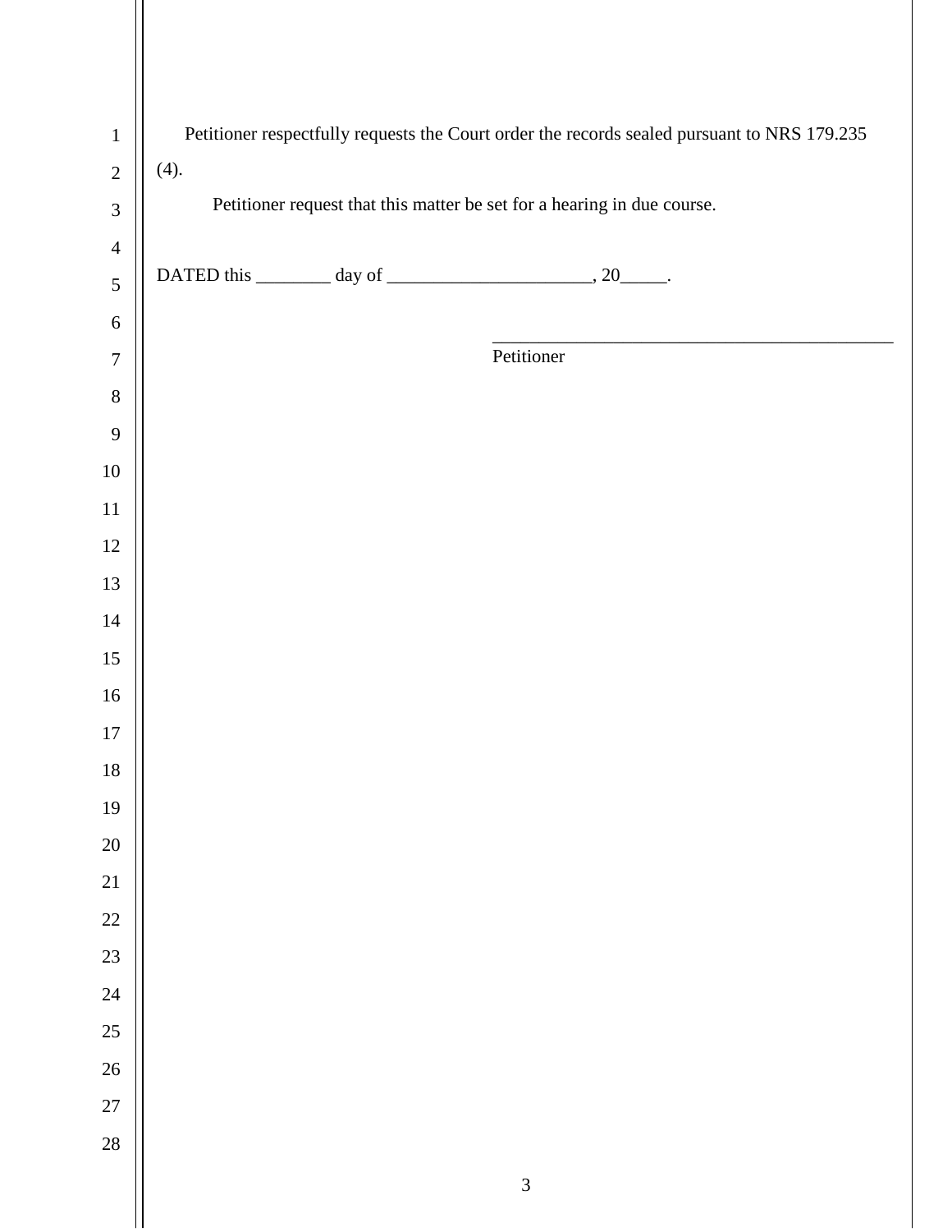Petitioner respectfully requests the Court order the records sealed pursuant to NRS 179.235 (4).

Petitioner request that this matter be set for a hearing in due course.

DATED this ________ day of ______________________, 20_____.

_____________________________________________

Petitioner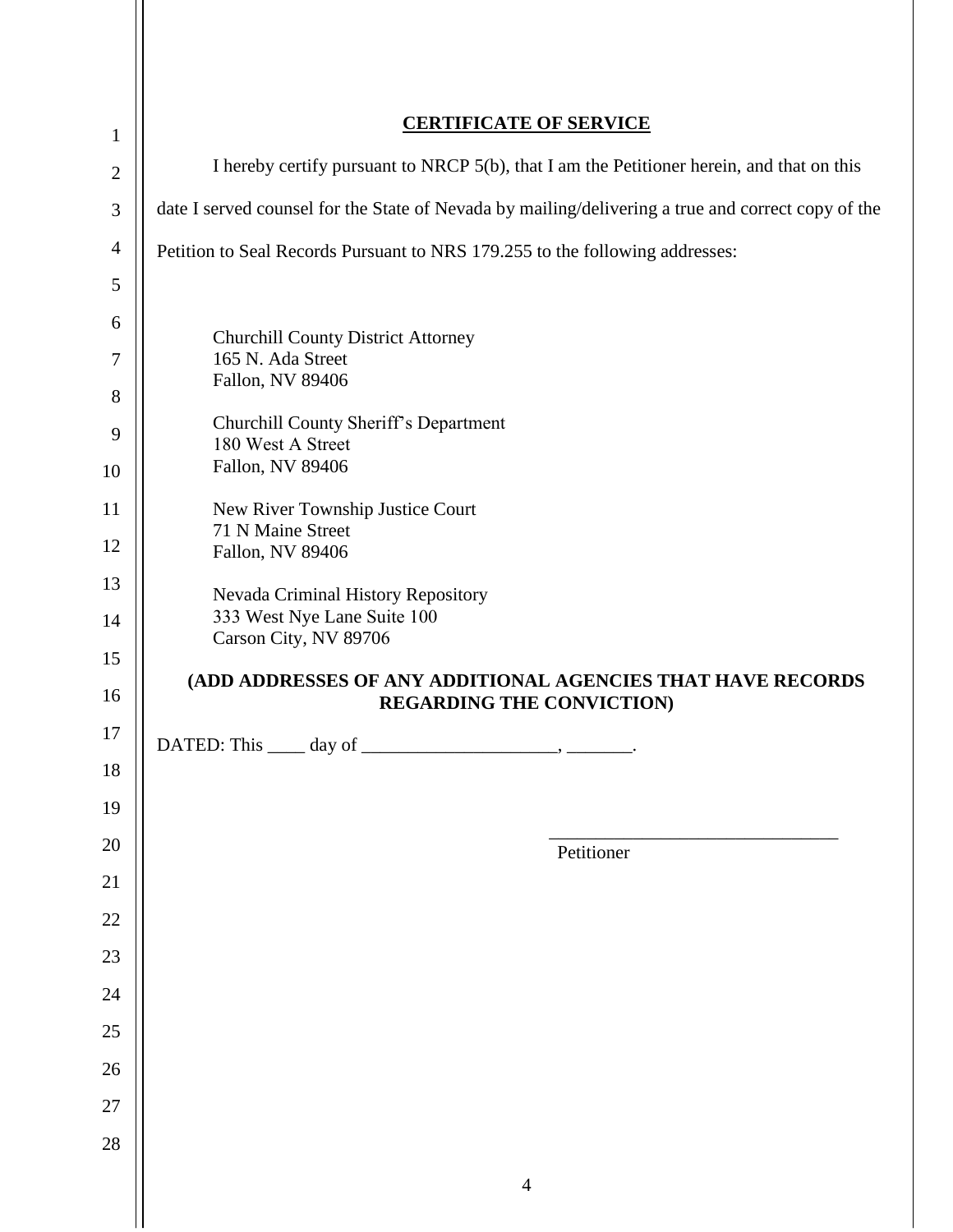**CERTIFICATE OF SERVICE**

I hereby certify pursuant to NRCP 5(b), that I am the Petitioner herein, and that on this date I served counsel for the State of Nevada by mailing/delivering a true and correct copy of the Petition to Seal Records Pursuant to NRS 179.255 to the following addresses:

Churchill County District Attorney  
165 N. Ada Street  
Fallon, NV 89406

Churchill County Sheriff's Department  
180 West A Street  
Fallon, NV 89406

New River Township Justice Court  
71 N Maine Street  
Fallon, NV 89406

Nevada Criminal History Repository  
333 West Nye Lane Suite 100  
Carson City, NV 89706

**(ADD ADDRESSES OF ANY ADDITIONAL AGENCIES THAT HAVE RECORDS REGARDING THE CONVICTION)**

DATED: This ____ day of ____________________, _______.

_______________________________  
Petitioner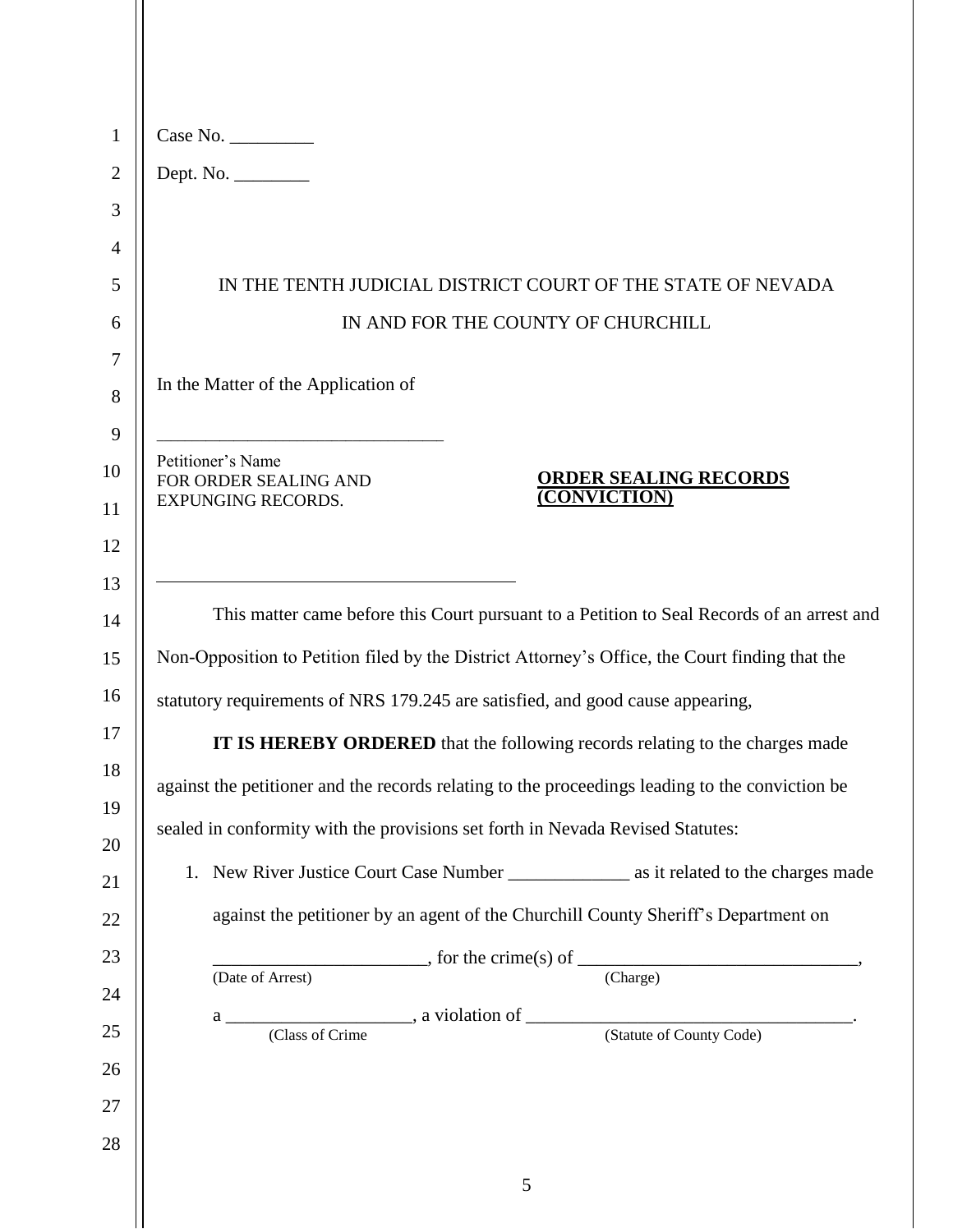Case No. _________

Dept. No. ________

IN THE TENTH JUDICIAL DISTRICT COURT OF THE STATE OF NEVADA

IN AND FOR THE COUNTY OF CHURCHILL

In the Matter of the Application of

_______________________________

Petitioner's Name
FOR ORDER SEALING AND EXPUNGING RECORDS.

**ORDER SEALING RECORDS (CONVICTION)**

_______________________________________

This matter came before this Court pursuant to a Petition to Seal Records of an arrest and Non-Opposition to Petition filed by the District Attorney's Office, the Court finding that the statutory requirements of NRS 179.245 are satisfied, and good cause appearing,

**IT IS HEREBY ORDERED** that the following records relating to the charges made against the petitioner and the records relating to the proceedings leading to the conviction be sealed in conformity with the provisions set forth in Nevada Revised Statutes:

1. New River Justice Court Case Number _____________ as it related to the charges made against the petitioner by an agent of the Churchill County Sheriff's Department on

   ______________________, for the crime(s) of ______________________________,
   (Date of Arrest) (Charge)

   a ____________________, a violation of __________________________________.
   (Class of Crime (Statute of County Code)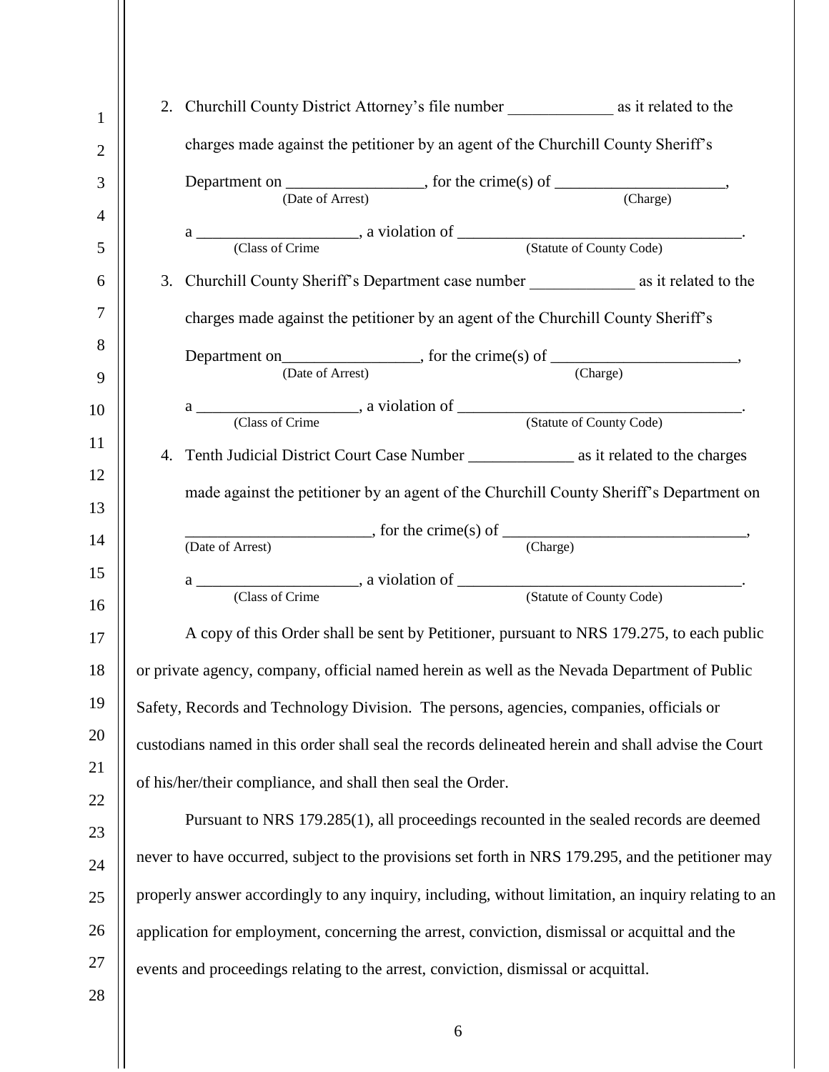2. Churchill County District Attorney's file number _____________ as it related to the charges made against the petitioner by an agent of the Churchill County Sheriff's Department on _________________ (Date of Arrest), for the crime(s) of _____________________ (Charge), a ____________________ (Class of Crime, a violation of ___________________________________ (Statute of County Code).

3. Churchill County Sheriff's Department case number _____________ as it related to the charges made against the petitioner by an agent of the Churchill County Sheriff's Department on_________________ (Date of Arrest), for the crime(s) of _______________________ (Charge), a ____________________ (Class of Crime, a violation of ___________________________________ (Statute of County Code).

4. Tenth Judicial District Court Case Number _____________ as it related to the charges made against the petitioner by an agent of the Churchill County Sheriff's Department on _______________________ (Date of Arrest), for the crime(s) of ______________________________ (Charge), a ____________________ (Class of Crime, a violation of ___________________________________ (Statute of County Code).

A copy of this Order shall be sent by Petitioner, pursuant to NRS 179.275, to each public or private agency, company, official named herein as well as the Nevada Department of Public Safety, Records and Technology Division. The persons, agencies, companies, officials or custodians named in this order shall seal the records delineated herein and shall advise the Court of his/her/their compliance, and shall then seal the Order.

Pursuant to NRS 179.285(1), all proceedings recounted in the sealed records are deemed never to have occurred, subject to the provisions set forth in NRS 179.295, and the petitioner may properly answer accordingly to any inquiry, including, without limitation, an inquiry relating to an application for employment, concerning the arrest, conviction, dismissal or acquittal and the events and proceedings relating to the arrest, conviction, dismissal or acquittal.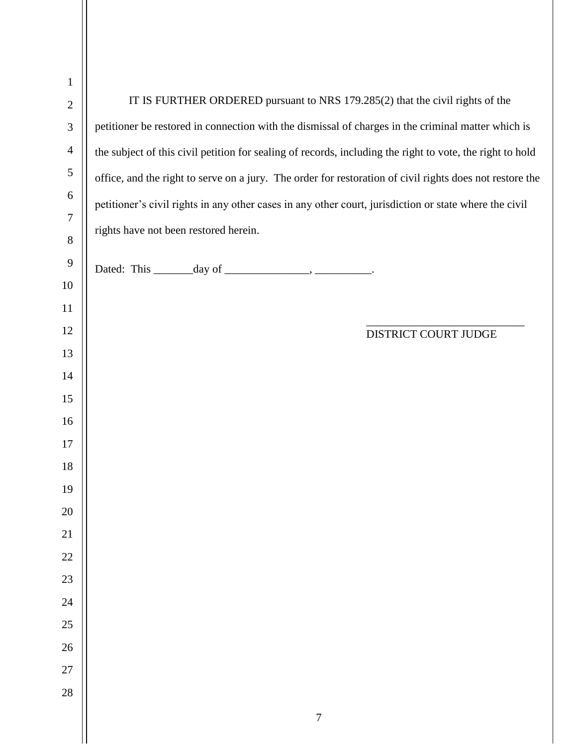IT IS FURTHER ORDERED pursuant to NRS 179.285(2) that the civil rights of the petitioner be restored in connection with the dismissal of charges in the criminal matter which is the subject of this civil petition for sealing of records, including the right to vote, the right to hold office, and the right to serve on a jury. The order for restoration of civil rights does not restore the petitioner's civil rights in any other cases in any other court, jurisdiction or state where the civil rights have not been restored herein.

Dated: This _______day of _______________, __________.

___________________________
DISTRICT COURT JUDGE